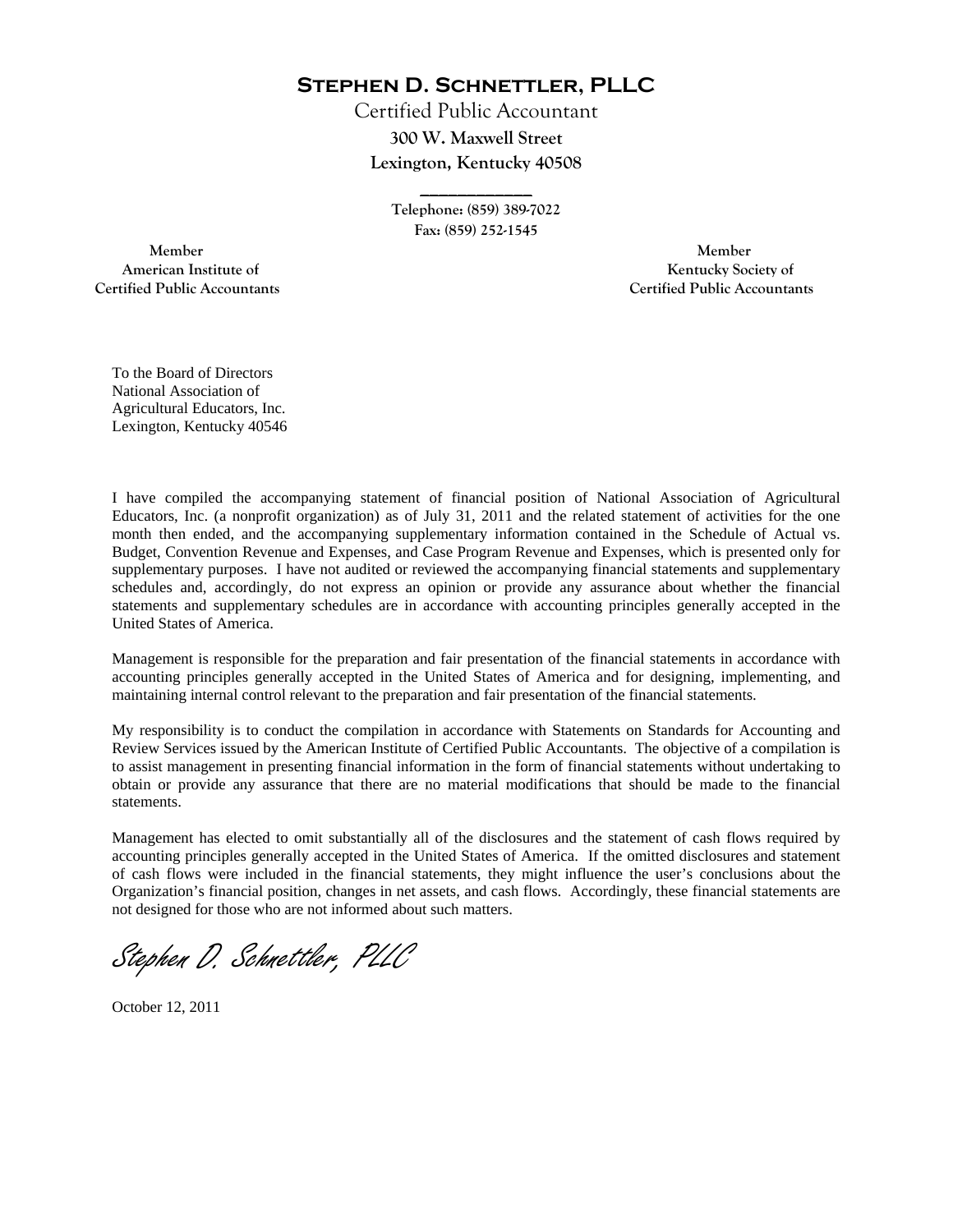# Stephen D. Schnettler, PLLC

Certified Public Accountant
300 W. Maxwell Street
Lexington, Kentucky 40508

Telephone: (859) 389-7022
Fax: (859) 252-1545

Member
American Institute of
Certified Public Accountants

Member
Kentucky Society of
Certified Public Accountants

To the Board of Directors
National Association of
Agricultural Educators, Inc.
Lexington, Kentucky 40546

I have compiled the accompanying statement of financial position of National Association of Agricultural Educators, Inc. (a nonprofit organization) as of July 31, 2011 and the related statement of activities for the one month then ended, and the accompanying supplementary information contained in the Schedule of Actual vs. Budget, Convention Revenue and Expenses, and Case Program Revenue and Expenses, which is presented only for supplementary purposes. I have not audited or reviewed the accompanying financial statements and supplementary schedules and, accordingly, do not express an opinion or provide any assurance about whether the financial statements and supplementary schedules are in accordance with accounting principles generally accepted in the United States of America.

Management is responsible for the preparation and fair presentation of the financial statements in accordance with accounting principles generally accepted in the United States of America and for designing, implementing, and maintaining internal control relevant to the preparation and fair presentation of the financial statements.

My responsibility is to conduct the compilation in accordance with Statements on Standards for Accounting and Review Services issued by the American Institute of Certified Public Accountants. The objective of a compilation is to assist management in presenting financial information in the form of financial statements without undertaking to obtain or provide any assurance that there are no material modifications that should be made to the financial statements.

Management has elected to omit substantially all of the disclosures and the statement of cash flows required by accounting principles generally accepted in the United States of America. If the omitted disclosures and statement of cash flows were included in the financial statements, they might influence the user's conclusions about the Organization's financial position, changes in net assets, and cash flows. Accordingly, these financial statements are not designed for those who are not informed about such matters.

*Stephen D. Schnettler, PLLC*

October 12, 2011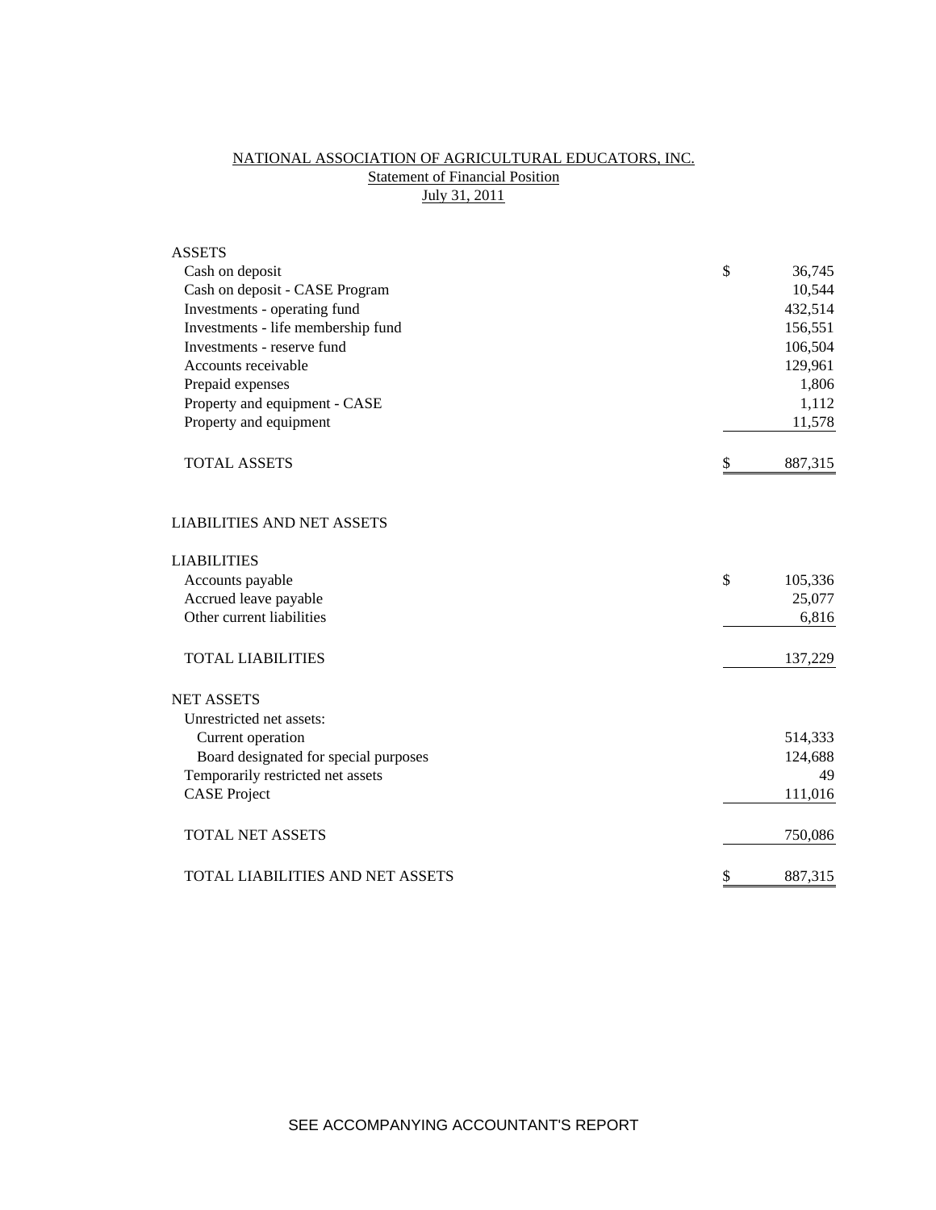# NATIONAL ASSOCIATION OF AGRICULTURAL EDUCATORS, INC.

## Statement of Financial Position

### July 31, 2011

| | | |
|---|---|---|
| **ASSETS** | | |
| Cash on deposit | $ | 36,745 |
| Cash on deposit - CASE Program | | 10,544 |
| Investments - operating fund | | 432,514 |
| Investments - life membership fund | | 156,551 |
| Investments - reserve fund | | 106,504 |
| Accounts receivable | | 129,961 |
| Prepaid expenses | | 1,806 |
| Property and equipment - CASE | | 1,112 |
| Property and equipment | | 11,578 |
| TOTAL ASSETS | $ | 887,315 |
| | | |
| **LIABILITIES AND NET ASSETS** | | |
| | | |
| **LIABILITIES** | | |
| Accounts payable | $ | 105,336 |
| Accrued leave payable | | 25,077 |
| Other current liabilities | | 6,816 |
| TOTAL LIABILITIES | | 137,229 |
| | | |
| **NET ASSETS** | | |
| Unrestricted net assets: | | |
| Current operation | | 514,333 |
| Board designated for special purposes | | 124,688 |
| Temporarily restricted net assets | | 49 |
| CASE Project | | 111,016 |
| TOTAL NET ASSETS | | 750,086 |
| TOTAL LIABILITIES AND NET ASSETS | $ | 887,315 |

SEE ACCOMPANYING ACCOUNTANT'S REPORT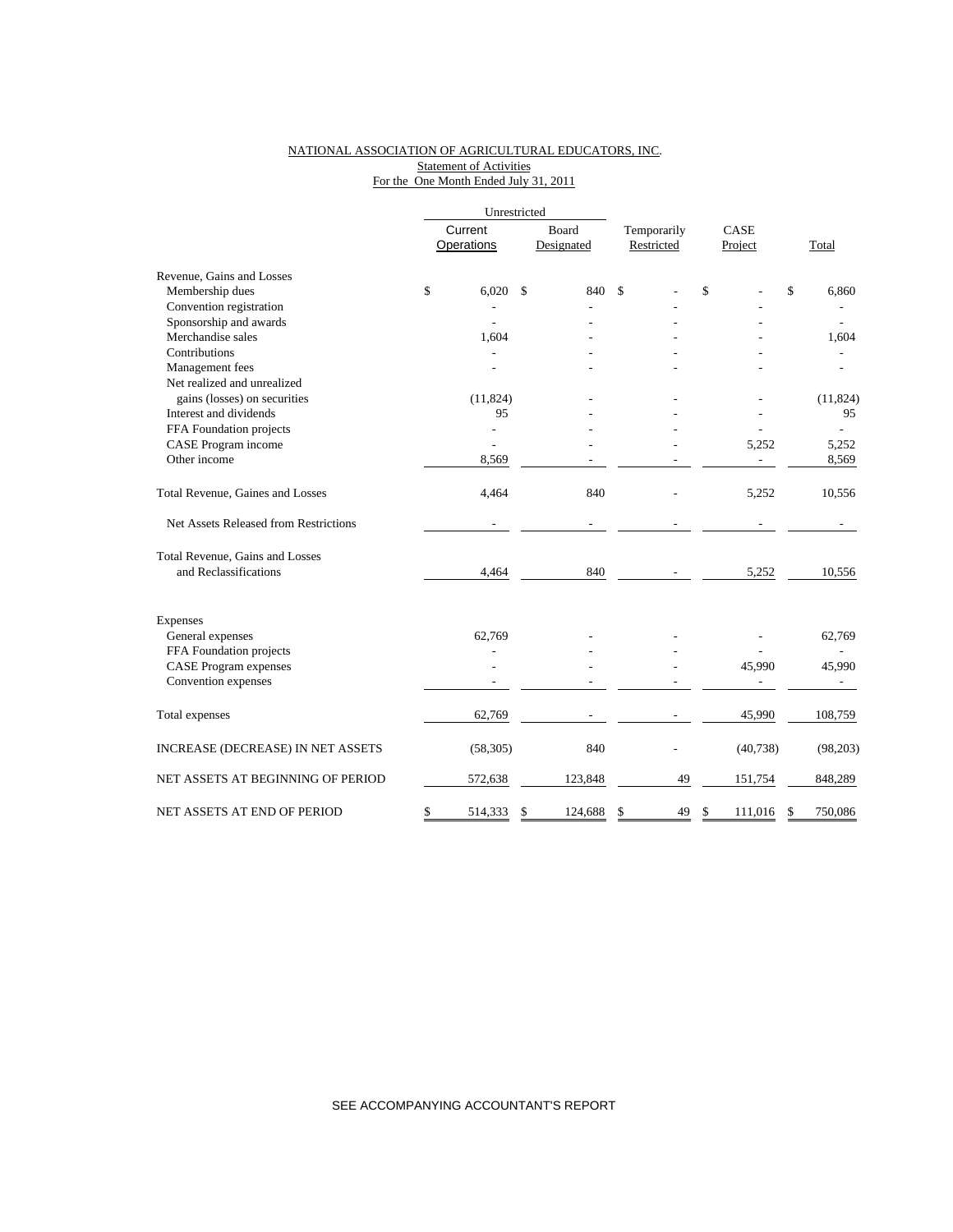NATIONAL ASSOCIATION OF AGRICULTURAL EDUCATORS, INC.
Statement of Activities
For the One Month Ended July 31, 2011

| | Unrestricted | | | | |
|---|---|---|---|---|---|
| | Current Operations | Board Designated | Temporarily Restricted | CASE Project | Total |
| Revenue, Gains and Losses | | | | | |
| Membership dues | $ 6,020 | $ 840 | $ - | $ - | $ 6,860 |
| Convention registration | - | - | - | - | - |
| Sponsorship and awards | - | - | - | - | - |
| Merchandise sales | 1,604 | - | - | - | 1,604 |
| Contributions | - | - | - | - | - |
| Management fees | - | - | - | - | - |
| Net realized and unrealized gains (losses) on securities | (11,824) | - | - | - | (11,824) |
| Interest and dividends | 95 | - | - | - | 95 |
| FFA Foundation projects | - | - | - | - | - |
| CASE Program income | - | - | - | 5,252 | 5,252 |
| Other income | 8,569 | - | - | - | 8,569 |
| Total Revenue, Gaines and Losses | 4,464 | 840 | - | 5,252 | 10,556 |
| Net Assets Released from Restrictions | - | - | - | - | - |
| Total Revenue, Gains and Losses and Reclassifications | 4,464 | 840 | - | 5,252 | 10,556 |
| Expenses | | | | | |
| General expenses | 62,769 | - | - | - | 62,769 |
| FFA Foundation projects | - | - | - | - | - |
| CASE Program expenses | - | - | - | 45,990 | 45,990 |
| Convention expenses | - | - | - | - | - |
| Total expenses | 62,769 | - | - | 45,990 | 108,759 |
| INCREASE (DECREASE) IN NET ASSETS | (58,305) | 840 | - | (40,738) | (98,203) |
| NET ASSETS AT BEGINNING OF PERIOD | 572,638 | 123,848 | 49 | 151,754 | 848,289 |
| NET ASSETS AT END OF PERIOD | $ 514,333 | $ 124,688 | $ 49 | $ 111,016 | $ 750,086 |

SEE ACCOMPANYING ACCOUNTANT'S REPORT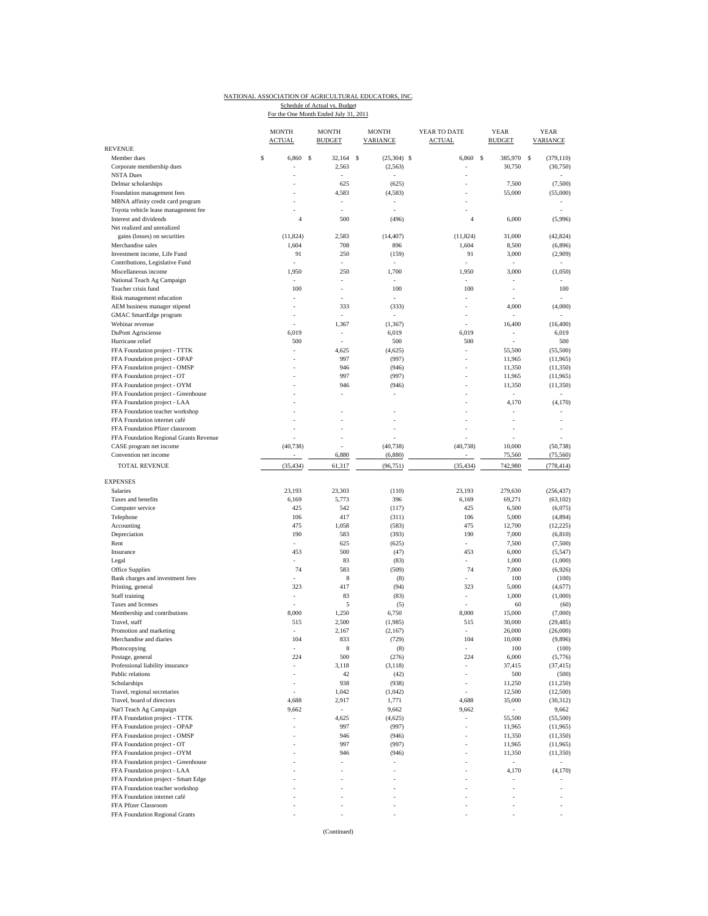NATIONAL ASSOCIATION OF AGRICULTURAL EDUCATORS, INC.

Schedule of Actual vs. Budget

For the One Month Ended July 31, 2011

| | MONTH ACTUAL | MONTH BUDGET | MONTH VARIANCE | YEAR TO DATE ACTUAL | YEAR BUDGET | YEAR VARIANCE |
|---|---|---|---|---|---|---|
| **REVENUE** | | | | | | |
| Member dues | $ 6,860 | $ 32,164 | $ (25,304) | $ 6,860 | $ 385,970 | $ (379,110) |
| Corporate membership dues | - | 2,563 | (2,563) | - | 30,750 | (30,750) |
| NSTA Dues | - | - | - | - | | - |
| Delmar scholarships | - | 625 | (625) | - | 7,500 | (7,500) |
| Foundation management fees | - | 4,583 | (4,583) | - | 55,000 | (55,000) |
| MBNA affinity credit card program | - | - | - | - | | - |
| Toyota vehicle lease management fee | - | - | - | - | | - |
| Interest and dividends | 4 | 500 | (496) | 4 | 6,000 | (5,996) |
| Net realized and unrealized | | | | | | |
| gains (losses) on securities | (11,824) | 2,583 | (14,407) | (11,824) | 31,000 | (42,824) |
| Merchandise sales | 1,604 | 708 | 896 | 1,604 | 8,500 | (6,896) |
| Investment income, Life Fund | 91 | 250 | (159) | 91 | 3,000 | (2,909) |
| Contributions, Legislative Fund | - | - | - | - | - | - |
| Miscellaneous income | 1,950 | 250 | 1,700 | 1,950 | 3,000 | (1,050) |
| National Teach Ag Campaign | - | - | - | - | - | - |
| Teacher crisis fund | 100 | - | 100 | 100 | - | 100 |
| Risk management education | - | - | - | - | - | - |
| AEM business manager stipend | - | 333 | (333) | - | 4,000 | (4,000) |
| GMAC SmartEdge program | - | - | - | - | - | - |
| Webinar revenue | - | 1,367 | (1,367) | - | 16,400 | (16,400) |
| DuPont Agrisciense | 6,019 | - | 6,019 | 6,019 | - | 6,019 |
| Hurricane relief | 500 | - | 500 | 500 | - | 500 |
| FFA Foundation project - TTTK | - | 4,625 | (4,625) | - | 55,500 | (55,500) |
| FFA Foundation project - OPAP | - | 997 | (997) | - | 11,965 | (11,965) |
| FFA Foundation project - OMSP | - | 946 | (946) | - | 11,350 | (11,350) |
| FFA Foundation project - OT | - | 997 | (997) | - | 11,965 | (11,965) |
| FFA Foundation project - OYM | - | 946 | (946) | - | 11,350 | (11,350) |
| FFA Foundation project - Greenhouse | - | - | - | - | - | - |
| FFA Foundation project - LAA | - | | | - | 4,170 | (4,170) |
| FFA Foundation teacher workshop | - | - | - | - | - | - |
| FFA Foundation internet café | - | - | - | - | - | - |
| FFA Foundation Pfizer classroom | - | - | - | - | - | - |
| FFA Foundation Regional Grants Revenue | - | - | - | - | - | - |
| CASE program net income | (40,738) | - | (40,738) | (40,738) | 10,000 | (50,738) |
| Convention net income | - | 6,880 | (6,880) | - | 75,560 | (75,560) |
| TOTAL REVENUE | (35,434) | 61,317 | (96,751) | (35,434) | 742,980 | (778,414) |
| **EXPENSES** | | | | | | |
| Salaries | 23,193 | 23,303 | (110) | 23,193 | 279,630 | (256,437) |
| Taxes and benefits | 6,169 | 5,773 | 396 | 6,169 | 69,271 | (63,102) |
| Computer service | 425 | 542 | (117) | 425 | 6,500 | (6,075) |
| Telephone | 106 | 417 | (311) | 106 | 5,000 | (4,894) |
| Accounting | 475 | 1,058 | (583) | 475 | 12,700 | (12,225) |
| Depreciation | 190 | 583 | (393) | 190 | 7,000 | (6,810) |
| Rent | - | 625 | (625) | - | 7,500 | (7,500) |
| Insurance | 453 | 500 | (47) | 453 | 6,000 | (5,547) |
| Legal | - | 83 | (83) | - | 1,000 | (1,000) |
| Office Supplies | 74 | 583 | (509) | 74 | 7,000 | (6,926) |
| Bank charges and investment fees | - | 8 | (8) | - | 100 | (100) |
| Printing, general | 323 | 417 | (94) | 323 | 5,000 | (4,677) |
| Staff training | - | 83 | (83) | - | 1,000 | (1,000) |
| Taxes and licenses | - | 5 | (5) | - | 60 | (60) |
| Membership and contributions | 8,000 | 1,250 | 6,750 | 8,000 | 15,000 | (7,000) |
| Travel, staff | 515 | 2,500 | (1,985) | 515 | 30,000 | (29,485) |
| Promotion and marketing | - | 2,167 | (2,167) | - | 26,000 | (26,000) |
| Merchandise and diaries | 104 | 833 | (729) | 104 | 10,000 | (9,896) |
| Photocopying | - | 8 | (8) | - | 100 | (100) |
| Postage, general | 224 | 500 | (276) | 224 | 6,000 | (5,776) |
| Professional liability insurance | - | 3,118 | (3,118) | - | 37,415 | (37,415) |
| Public relations | - | 42 | (42) | - | 500 | (500) |
| Scholarships | - | 938 | (938) | - | 11,250 | (11,250) |
| Travel, regional secretaries | - | 1,042 | (1,042) | - | 12,500 | (12,500) |
| Travel, board of directors | 4,688 | 2,917 | 1,771 | 4,688 | 35,000 | (30,312) |
| Nat'l Teach Ag Campaign | 9,662 | - | 9,662 | 9,662 | - | 9,662 |
| FFA Foundation project - TTTK | - | 4,625 | (4,625) | - | 55,500 | (55,500) |
| FFA Foundation project - OPAP | - | 997 | (997) | - | 11,965 | (11,965) |
| FFA Foundation project - OMSP | - | 946 | (946) | - | 11,350 | (11,350) |
| FFA Foundation project - OT | - | 997 | (997) | - | 11,965 | (11,965) |
| FFA Foundation project - OYM | - | 946 | (946) | - | 11,350 | (11,350) |
| FFA Foundation project - Greenhouse | - | - | - | - | - | - |
| FFA Foundation project - LAA | - | - | - | - | 4,170 | (4,170) |
| FFA Foundation project - Smart Edge | - | - | - | - | - | - |
| FFA Foundation teacher workshop | - | - | - | - | - | - |
| FFA Foundation internet café | - | - | - | - | - | - |
| FFA Pfizer Classroom | - | - | - | - | - | - |
| FFA Foundation Regional Grants | - | - | - | - | - | - |

(Continued)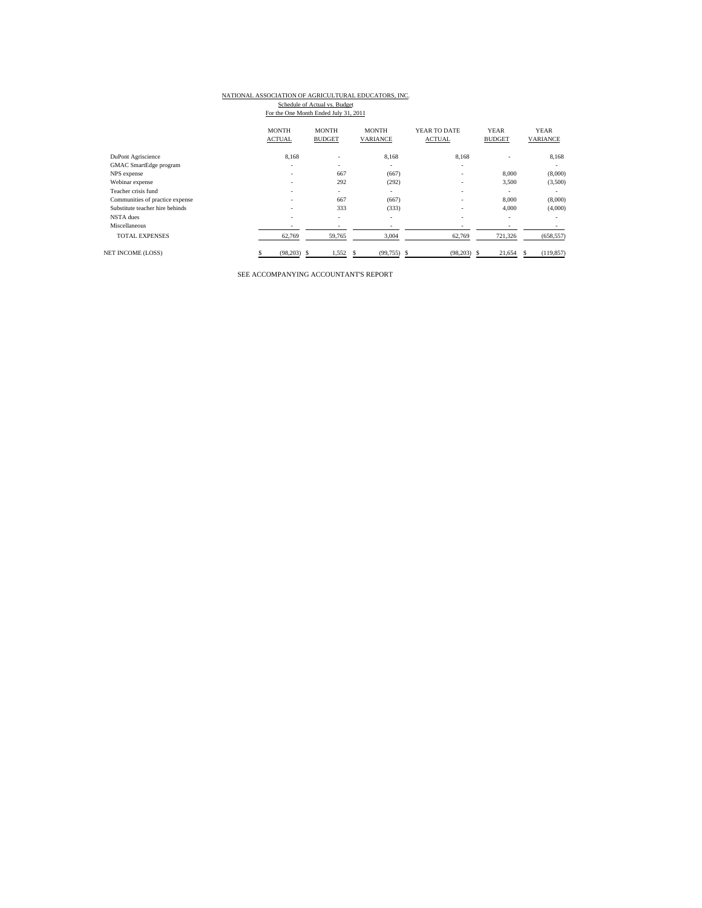NATIONAL ASSOCIATION OF AGRICULTURAL EDUCATORS, INC.

Schedule of Actual vs. Budget

For the One Month Ended July 31, 2011

| | MONTH ACTUAL | MONTH BUDGET | MONTH VARIANCE | YEAR TO DATE ACTUAL | YEAR BUDGET | YEAR VARIANCE |
|---|---|---|---|---|---|---|
| DuPont Agriscience | 8,168 | - | 8,168 | 8,168 | - | 8,168 |
| GMAC SmartEdge program | - | - | - | - | | - |
| NPS expense | - | 667 | (667) | - | 8,000 | (8,000) |
| Webinar expense | - | 292 | (292) | - | 3,500 | (3,500) |
| Teacher crisis fund | - | - | - | - | - | - |
| Communities of practice expense | - | 667 | (667) | - | 8,000 | (8,000) |
| Substitute teacher hire behinds | - | 333 | (333) | - | 4,000 | (4,000) |
| NSTA dues | - | - | - | - | - | - |
| Miscellaneous | - | - | - | - | - | - |
| TOTAL EXPENSES | 62,769 | 59,765 | 3,004 | 62,769 | 721,326 | (658,557) |
| NET INCOME (LOSS) | $ (98,203) | $ 1,552 | $ (99,755) | $ (98,203) | $ 21,654 | $ (119,857) |

SEE ACCOMPANYING ACCOUNTANT'S REPORT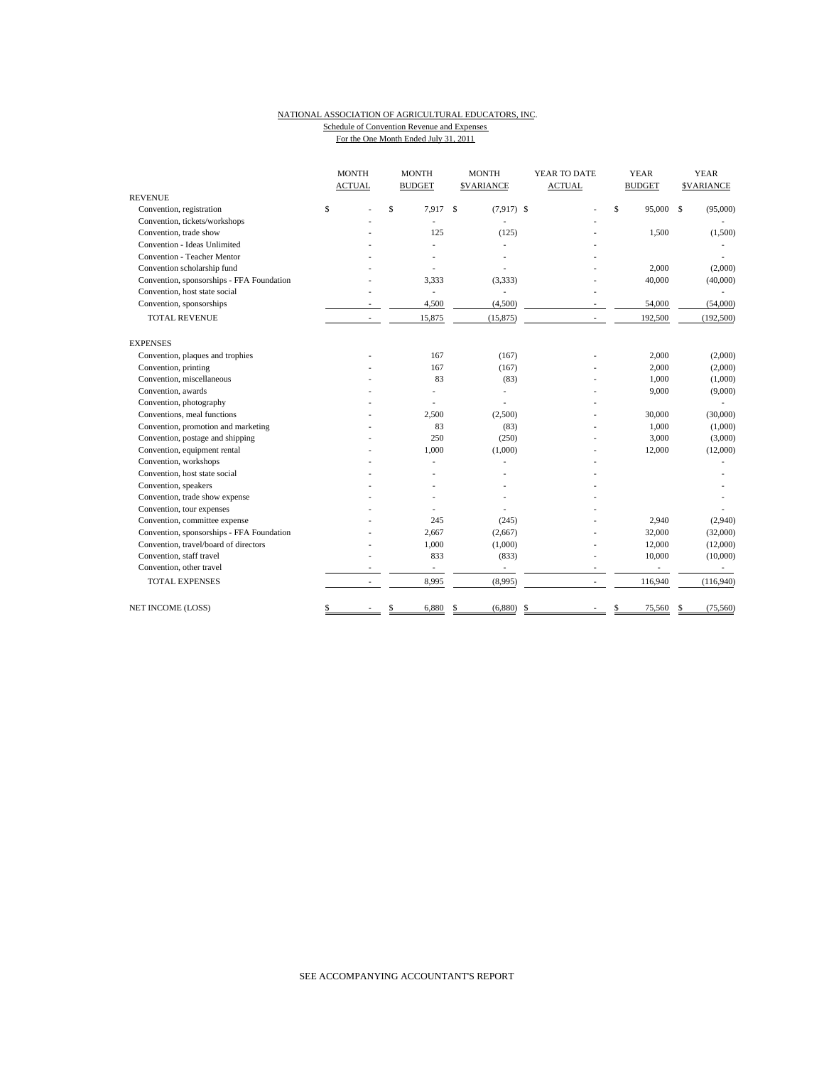NATIONAL ASSOCIATION OF AGRICULTURAL EDUCATORS, INC.
Schedule of Convention Revenue and Expenses
For the One Month Ended July 31, 2011

| | MONTH ACTUAL | MONTH BUDGET | MONTH $VARIANCE | YEAR TO DATE ACTUAL | YEAR BUDGET | YEAR $VARIANCE |
|---|---|---|---|---|---|---|
| REVENUE | | | | | | |
| Convention, registration | $ - | $ 7,917 | $ (7,917) | $ - | $ 95,000 | $ (95,000) |
| Convention, tickets/workshops | - | - | - | - | | - |
| Convention, trade show | - | 125 | (125) | - | 1,500 | (1,500) |
| Convention - Ideas Unlimited | - | - | - | - | | - |
| Convention - Teacher Mentor | - | - | - | - | | - |
| Convention scholarship fund | - | - | - | - | 2,000 | (2,000) |
| Convention, sponsorships - FFA Foundation | - | 3,333 | (3,333) | - | 40,000 | (40,000) |
| Convention, host state social | - | - | - | - | | - |
| Convention, sponsorships | - | 4,500 | (4,500) | - | 54,000 | (54,000) |
| TOTAL REVENUE | - | 15,875 | (15,875) | - | 192,500 | (192,500) |
| EXPENSES | | | | | | |
| Convention, plaques and trophies | - | 167 | (167) | - | 2,000 | (2,000) |
| Convention, printing | - | 167 | (167) | - | 2,000 | (2,000) |
| Convention, miscellaneous | - | 83 | (83) | - | 1,000 | (1,000) |
| Convention, awards | - | - | - | - | 9,000 | (9,000) |
| Convention, photography | - | - | - | - | | - |
| Conventions, meal functions | - | 2,500 | (2,500) | - | 30,000 | (30,000) |
| Convention, promotion and marketing | - | 83 | (83) | - | 1,000 | (1,000) |
| Convention, postage and shipping | - | 250 | (250) | - | 3,000 | (3,000) |
| Convention, equipment rental | - | 1,000 | (1,000) | - | 12,000 | (12,000) |
| Convention, workshops | - | - | - | - | | - |
| Convention, host state social | - | - | - | - | | - |
| Convention, speakers | - | - | - | - | | - |
| Convention, trade show expense | - | - | - | - | | - |
| Convention, tour expenses | - | - | - | - | | - |
| Convention, committee expense | - | 245 | (245) | - | 2,940 | (2,940) |
| Convention, sponsorships - FFA Foundation | - | 2,667 | (2,667) | - | 32,000 | (32,000) |
| Convention, travel/board of directors | - | 1,000 | (1,000) | - | 12,000 | (12,000) |
| Convention, staff travel | - | 833 | (833) | - | 10,000 | (10,000) |
| Convention, other travel | - | - | - | - | - | - |
| TOTAL EXPENSES | - | 8,995 | (8,995) | - | 116,940 | (116,940) |
| NET INCOME (LOSS) | $ - | $ 6,880 | $ (6,880) | $ - | $ 75,560 | $ (75,560) |

SEE ACCOMPANYING ACCOUNTANT'S REPORT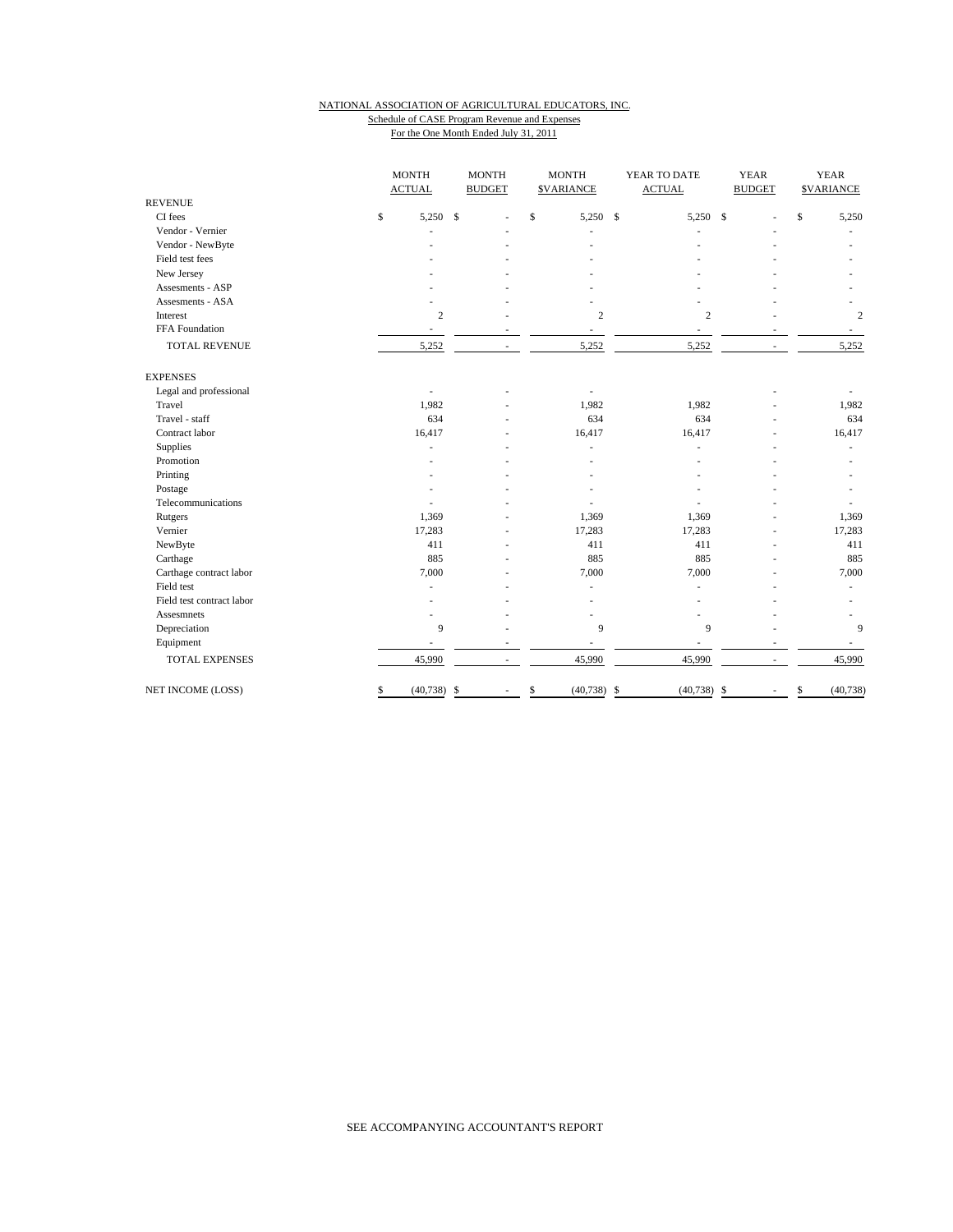NATIONAL ASSOCIATION OF AGRICULTURAL EDUCATORS, INC.
Schedule of CASE Program Revenue and Expenses
For the One Month Ended July 31, 2011

| | MONTH ACTUAL | MONTH BUDGET | MONTH $VARIANCE | YEAR TO DATE ACTUAL | YEAR BUDGET | YEAR $VARIANCE |
|---|---|---|---|---|---|---|
| REVENUE | | | | | | |
| CI fees | $ 5,250 | $ - | $ 5,250 | $ 5,250 | $ - | $ 5,250 |
| Vendor - Vernier | - | - | - | - | - | - |
| Vendor - NewByte | - | - | - | - | - | - |
| Field test fees | - | - | - | - | - | - |
| New Jersey | - | - | - | - | - | - |
| Assesments - ASP | - | - | - | - | - | - |
| Assesments - ASA | - | - | - | - | - | - |
| Interest | 2 | - | 2 | 2 | - | 2 |
| FFA Foundation | - | - | - | - | - | - |
| TOTAL REVENUE | 5,252 | - | 5,252 | 5,252 | - | 5,252 |
| EXPENSES | | | | | | |
| Legal and professional | - | - | - | | - | - |
| Travel | 1,982 | - | 1,982 | 1,982 | - | 1,982 |
| Travel - staff | 634 | - | 634 | 634 | - | 634 |
| Contract labor | 16,417 | - | 16,417 | 16,417 | - | 16,417 |
| Supplies | - | - | - | - | - | - |
| Promotion | - | - | - | - | - | - |
| Printing | - | - | - | - | - | - |
| Postage | - | - | - | - | - | - |
| Telecommunications | - | - | - | - | - | - |
| Rutgers | 1,369 | - | 1,369 | 1,369 | - | 1,369 |
| Vernier | 17,283 | - | 17,283 | 17,283 | - | 17,283 |
| NewByte | 411 | - | 411 | 411 | - | 411 |
| Carthage | 885 | - | 885 | 885 | - | 885 |
| Carthage contract labor | 7,000 | - | 7,000 | 7,000 | - | 7,000 |
| Field test | - | - | - | - | - | - |
| Field test contract labor | - | - | - | - | - | - |
| Assesmnets | - | - | - | - | - | - |
| Depreciation | 9 | - | 9 | 9 | - | 9 |
| Equipment | - | - | - | - | - | - |
| TOTAL EXPENSES | 45,990 | - | 45,990 | 45,990 | - | 45,990 |
| NET INCOME (LOSS) | $ (40,738) | $ - | $ (40,738) | $ (40,738) | $ - | $ (40,738) |

SEE ACCOMPANYING ACCOUNTANT'S REPORT